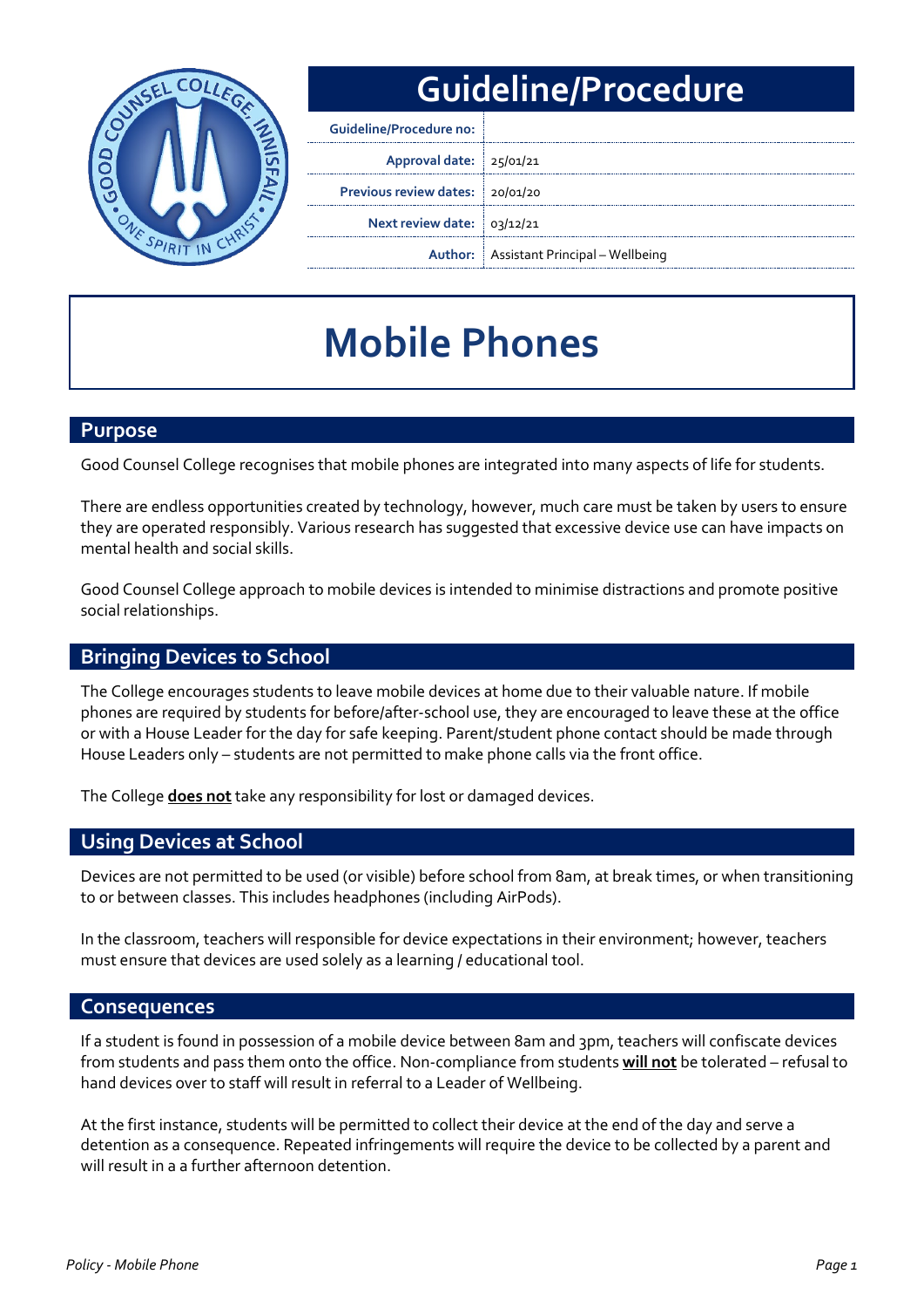# Guideline/Procedure

| | |
|---|---|
| **Guideline/Procedure no:** | |
| **Approval date:** | 25/01/21 |
| **Previous review dates:** | 20/01/20 |
| **Next review date:** | 03/12/21 |
| **Author:** | Assistant Principal – Wellbeing |

# Mobile Phones

## Purpose

Good Counsel College recognises that mobile phones are integrated into many aspects of life for students.

There are endless opportunities created by technology, however, much care must be taken by users to ensure they are operated responsibly. Various research has suggested that excessive device use can have impacts on mental health and social skills.

Good Counsel College approach to mobile devices is intended to minimise distractions and promote positive social relationships.

## Bringing Devices to School

The College encourages students to leave mobile devices at home due to their valuable nature. If mobile phones are required by students for before/after-school use, they are encouraged to leave these at the office or with a House Leader for the day for safe keeping. Parent/student phone contact should be made through House Leaders only – students are not permitted to make phone calls via the front office.

The College **does not** take any responsibility for lost or damaged devices.

## Using Devices at School

Devices are not permitted to be used (or visible) before school from 8am, at break times, or when transitioning to or between classes. This includes headphones (including AirPods).

In the classroom, teachers will responsible for device expectations in their environment; however, teachers must ensure that devices are used solely as a learning / educational tool.

## Consequences

If a student is found in possession of a mobile device between 8am and 3pm, teachers will confiscate devices from students and pass them onto the office. Non-compliance from students **will not** be tolerated – refusal to hand devices over to staff will result in referral to a Leader of Wellbeing.

At the first instance, students will be permitted to collect their device at the end of the day and serve a detention as a consequence. Repeated infringements will require the device to be collected by a parent and will result in a a further afternoon detention.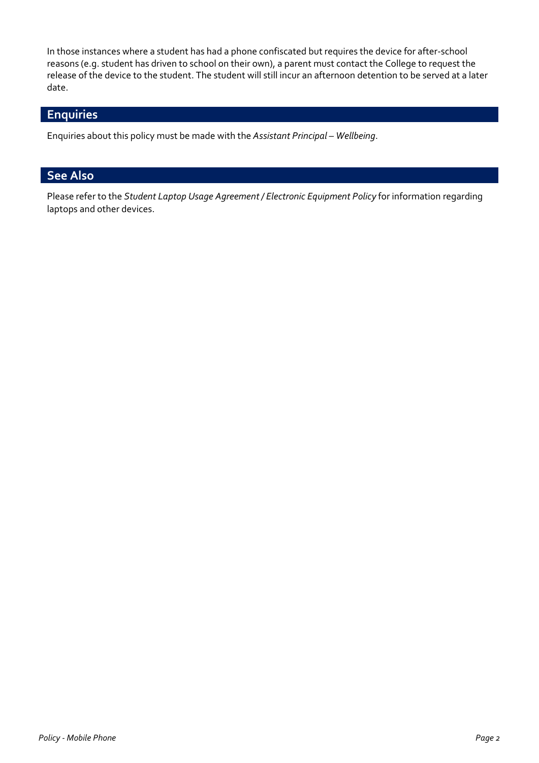In those instances where a student has had a phone confiscated but requires the device for after-school reasons (e.g. student has driven to school on their own), a parent must contact the College to request the release of the device to the student. The student will still incur an afternoon detention to be served at a later date.

## Enquiries

Enquiries about this policy must be made with the *Assistant Principal – Wellbeing*.

## See Also

Please refer to the *Student Laptop Usage Agreement / Electronic Equipment Policy* for information regarding laptops and other devices.